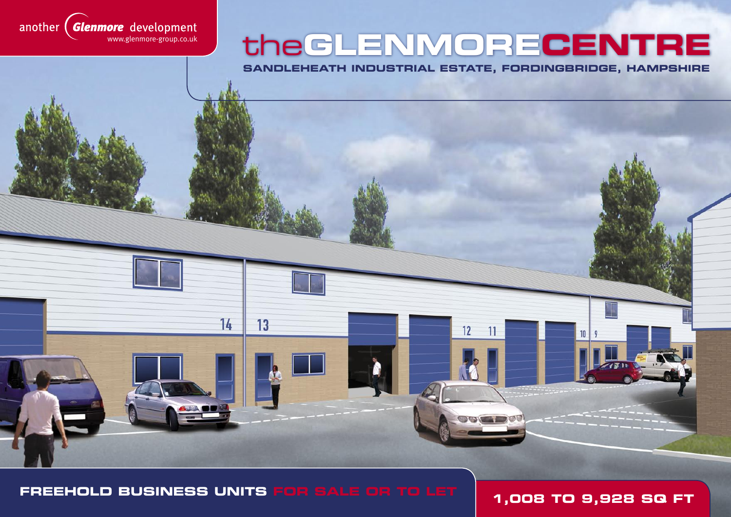another *Glenmore* development
www.glenmore-group.co.uk

# theGLENMORECENTRE

## SANDLEHEATH INDUSTRIAL ESTATE, FORDINGBRIDGE, HAMPSHIRE

**FREEHOLD BUSINESS UNITS FOR SALE OR TO LET**

**1,008 TO 9,928 SQ FT**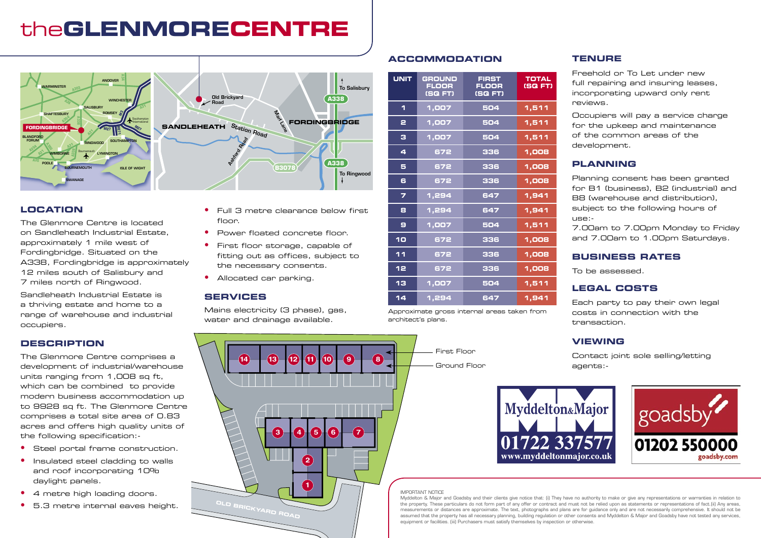# theGLENMORECENTRE

Old Brickyard Road

To Salisbury

A338

SANDLEHEATH

Station Road

Marl Lane

FORDINGBRIDGE

Ashford Road

B3078

A338

To Ringwood

## LOCATION

The Glenmore Centre is located on Sandleheath Industrial Estate, approximately 1 mile west of Fordingbridge. Situated on the A338, Fordingbridge is approximately 12 miles south of Salisbury and 7 miles north of Ringwood.

Sandleheath Industrial Estate is a thriving estate and home to a range of warehouse and industrial occupiers.

## DESCRIPTION

The Glenmore Centre comprises a development of industrial/warehouse units ranging from 1,008 sq ft, which can be combined to provide modern business accommodation up to 9928 sq ft. The Glenmore Centre comprises a total site area of 0.83 acres and offers high quality units of the following specification:-

- Steel portal frame construction.
- Insulated steel cladding to walls and roof incorporating 10% daylight panels.
- 4 metre high loading doors.
- 5.3 metre internal eaves height.
- Full 3 metre clearance below first floor.
- Power floated concrete floor.
- First floor storage, capable of fitting out as offices, subject to the necessary consents.
- Allocated car parking.

## SERVICES

Mains electricity (3 phase), gas, water and drainage available.

First Floor

Ground Floor

OLD BRICKYARD ROAD

## ACCOMMODATION

| UNIT | GROUND FLOOR (SQ FT) | FIRST FLOOR (SQ FT) | TOTAL (SQ FT) |
|---|---|---|---|
| 1 | 1,007 | 504 | 1,511 |
| 2 | 1,007 | 504 | 1,511 |
| 3 | 1,007 | 504 | 1,511 |
| 4 | 672 | 336 | 1,008 |
| 5 | 672 | 336 | 1,008 |
| 6 | 672 | 336 | 1,008 |
| 7 | 1,294 | 647 | 1,941 |
| 8 | 1,294 | 647 | 1,941 |
| 9 | 1,007 | 504 | 1,511 |
| 10 | 672 | 336 | 1,008 |
| 11 | 672 | 336 | 1,008 |
| 12 | 672 | 336 | 1,008 |
| 13 | 1,007 | 504 | 1,511 |
| 14 | 1,294 | 647 | 1,941 |

Approximate gross internal areas taken from architect's plans.

## TENURE

Freehold or To Let under new full repairing and insuring leases, incorporating upward only rent reviews.

Occupiers will pay a service charge for the upkeep and maintenance of the common areas of the development.

## PLANNING

Planning consent has been granted for B1 (business), B2 (industrial) and B8 (warehouse and distribution), subject to the following hours of use:-
7.00am to 7.00pm Monday to Friday and 7.00am to 1.00pm Saturdays.

## BUSINESS RATES

To be assessed.

## LEGAL COSTS

Each party to pay their own legal costs in connection with the transaction.

## VIEWING

Contact joint sole selling/letting agents:-

Myddelton&Major
01722 337577
www.myddeltonmajor.co.uk

goadsby
01202 550000
goadsby.com

IMPORTANT NOTICE
Myddelton & Major and Goadsby and their clients give notice that: (i) They have no authority to make or give any representations or warranties in relation to the property. These particulars do not form part of any offer or contract and must not be relied upon as statements or representations of fact.(ii) Any areas, measurements or distances are approximate. The text, photographs and plans are for guidance only and are not necessarily comprehensive. It should not be assumed that the property has all necessary planning, building regulation or other consents and Myddelton & Major and Goadsby have not tested any services, equipment or facilities. (iii) Purchasers must satisfy themselves by inspection or otherwise.